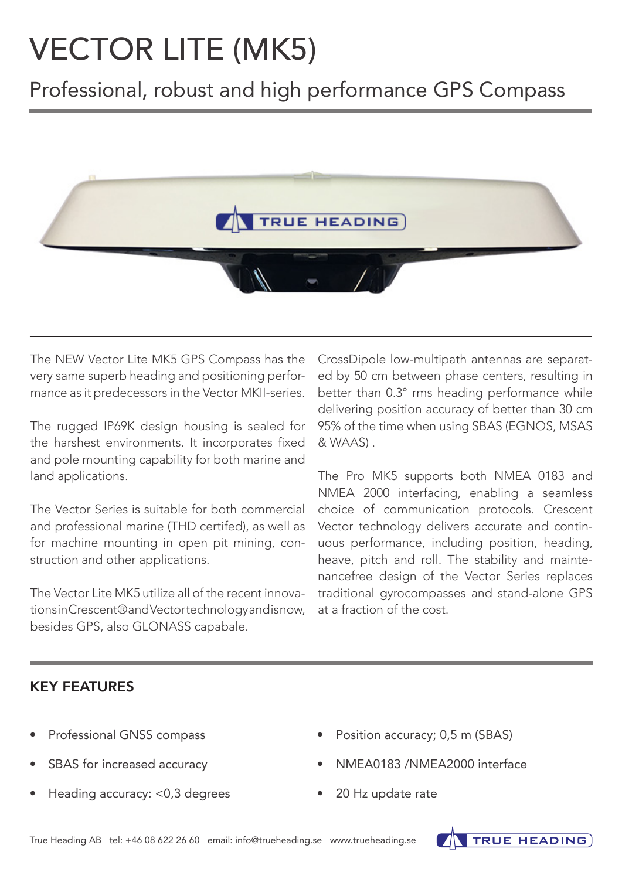# VECTOR LITE (MK5)

## Professional, robust and high performance GPS Compass

The NEW Vector Lite MK5 GPS Compass has the very same superb heading and positioning performance as it predecessors in the Vector MKII-series.

The rugged IP69K design housing is sealed for the harshest environments. It incorporates fixed and pole mounting capability for both marine and land applications.

The Vector Series is suitable for both commercial and professional marine (THD certifed), as well as for machine mounting in open pit mining, construction and other applications.

The Vector Lite MK5 utilize all of the recent innovationsinCrescent®andVectortechnologyandisnow, besides GPS, also GLONASS capabale.

CrossDipole low-multipath antennas are separated by 50 cm between phase centers, resulting in better than 0.3° rms heading performance while delivering position accuracy of better than 30 cm 95% of the time when using SBAS (EGNOS, MSAS & WAAS) .

The Pro MK5 supports both NMEA 0183 and NMEA 2000 interfacing, enabling a seamless choice of communication protocols. Crescent Vector technology delivers accurate and continuous performance, including position, heading, heave, pitch and roll. The stability and maintenancefree design of the Vector Series replaces traditional gyrocompasses and stand-alone GPS at a fraction of the cost.

## KEY FEATURES

- Professional GNSS compass
- SBAS for increased accuracy
- Heading accuracy: <0,3 degrees
- Position accuracy; 0,5 m (SBAS)
- NMEA0183 /NMEA2000 interface
- 20 Hz update rate

True Heading AB tel: +46 08 622 26 60 email: info@trueheading.se www.trueheading.se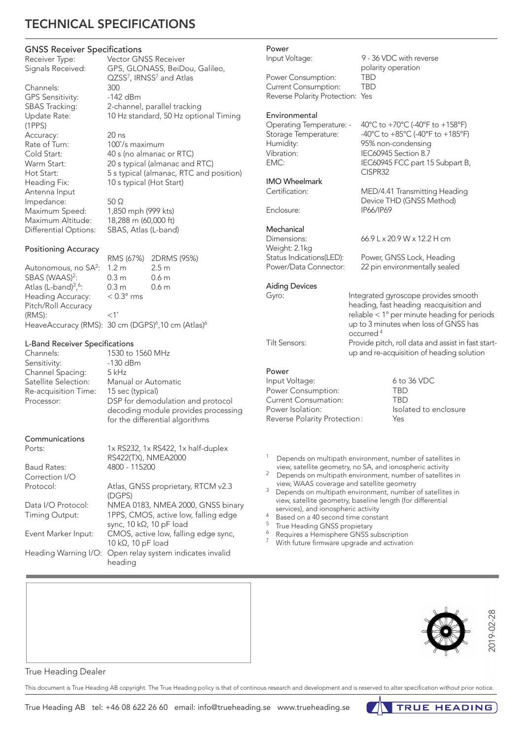# TECHNICAL SPECIFICATIONS

## GNSS Receiver Specifications

| | |
|---|---|
| Receiver Type: | Vector GNSS Receiver |
| Signals Received: | GPS, GLONASS, BeiDou, Galileo, QZSS[7], IRNSS[7] and Atlas |
| Channels: | 300 |
| GPS Sensitivity: | -142 dBm |
| SBAS Tracking: | 2-channel, parallel tracking |
| Update Rate: | 10 Hz standard, 50 Hz optional Timing |
| (1PPS) Accuracy: | 20 ns |
| Rate of Turn: | 100˚/s maximum |
| Cold Start: | 40 s (no almanac or RTC) |
| Warm Start: | 20 s typical (almanac and RTC) |
| Hot Start: | 5 s typical (almanac, RTC and position) |
| Heading Fix: | 10 s typical (Hot Start) |
| Antenna Input Impedance: | 50 Ω |
| Maximum Speed: | 1,850 mph (999 kts) |
| Maximum Altitude: | 18,288 m (60,000 ft) |
| Differential Options: | SBAS, Atlas (L-band) |

## Positioning Accuracy

| | RMS (67%) | 2DRMS (95%) |
|---|---|---|
| Autonomous, no SA[2]: | 1.2 m | 2.5 m |
| SBAS (WAAS)[2]: | 0.3 m | 0.6 m |
| Atlas (L-band)[2,6]: | 0.3 m | 0.6 m |
| Heading Accuracy: | < 0.3° rms | |
| Pitch/Roll Accuracy (RMS): | <1˚ | |

HeaveAccuracy (RMS): 30 cm (DGPS)[6], 10 cm (Atlas)[6]

## L-Band Receiver Specifications

| | |
|---|---|
| Channels: | 1530 to 1560 MHz |
| Sensitivity: | -130 dBm |
| Channel Spacing: | 5 kHz |
| Satellite Selection: | Manual or Automatic |
| Re-acquisition Time: | 15 sec (typical) |
| Processor: | DSP for demodulation and protocol decoding module provides processing for the differential algorithms |

## Communications

| | |
|---|---|
| Ports: | 1x RS232, 1x RS422, 1x half-duplex RS422(TX), NMEA2000 |
| Baud Rates: | 4800 - 115200 |
| Correction I/O Protocol: | Atlas, GNSS proprietary, RTCM v2.3 (DGPS) |
| Data I/O Protocol: | NMEA 0183, NMEA 2000, GNSS binary |
| Timing Output: | 1PPS, CMOS, active low, falling edge sync, 10 kΩ, 10 pF load |
| Event Marker Input: | CMOS, active low, falling edge sync, 10 kΩ, 10 pF load |
| Heading Warning I/O: | Open relay system indicates invalid heading |

## Power

| | |
|---|---|
| Input Voltage: | 9 - 36 VDC with reverse polarity operation |
| Power Consumption: | TBD |
| Current Consumption: | TBD |
| Reverse Polarity Protection: | Yes |

## Environmental

| | |
|---|---|
| Operating Temperature: | -40°C to +70°C (-40°F to +158°F) |
| Storage Temperature: | -40°C to +85°C (-40°F to +185°F) |
| Humidity: | 95% non-condensing |
| Vibration: | IEC60945 Section 8.7 |
| EMC: | IEC60945 FCC part 15 Subpart B, CISPR32 |

## IMO Wheelmark

| | |
|---|---|
| Certification: | MED/4.41 Transmitting Heading Device THD (GNSS Method) |
| Enclosure: | IP66/IP69 |

## Mechanical

| | |
|---|---|
| Dimensions: | 66.9 L x 20.9 W x 12.2 H cm |
| Weight: | 2.1kg |
| Status Indications(LED): | Power, GNSS Lock, Heading |
| Power/Data Connector: | 22 pin environmentally sealed |

## Aiding Devices

| | |
|---|---|
| Gyro: | Integrated gyroscope provides smooth heading, fast heading reacquisition and reliable < 1° per minute heading for periods up to 3 minutes when loss of GNSS has occurred[4] |
| Tilt Sensors: | Provide pitch, roll data and assist in fast start-up and re-acquisition of heading solution |

## Power

| | |
|---|---|
| Input Voltage: | 6 to 36 VDC |
| Power Consumption: | TBD |
| Current Consumation: | TBD |
| Power Isolation: | Isolated to enclosure |
| Reverse Polarity Protection: | Yes |

[1] Depends on multipath environment, number of satellites in view, satellite geometry, no SA, and ionospheric activity
[2] Depends on multipath environment, number of satellites in view, WAAS coverage and satellite geometry
[3] Depends on multipath environment, number of satellites in view, satellite geometry, baseline length (for differential services), and ionospheric activity
[4] Based on a 40 second time constant
[5] True Heading GNSS propietary
[6] Requires a Hemisphere GNSS subscription
[7] With future firmware upgrade and activation

2019-02-28

True Heading Dealer

This document is True Heading AB copyright. The True Heading policy is that of continous research and development and is reserved to alter specification without prior notice.

True Heading AB tel: +46 08 622 26 60 email: info@trueheading.se www.trueheading.se

TRUE HEADING